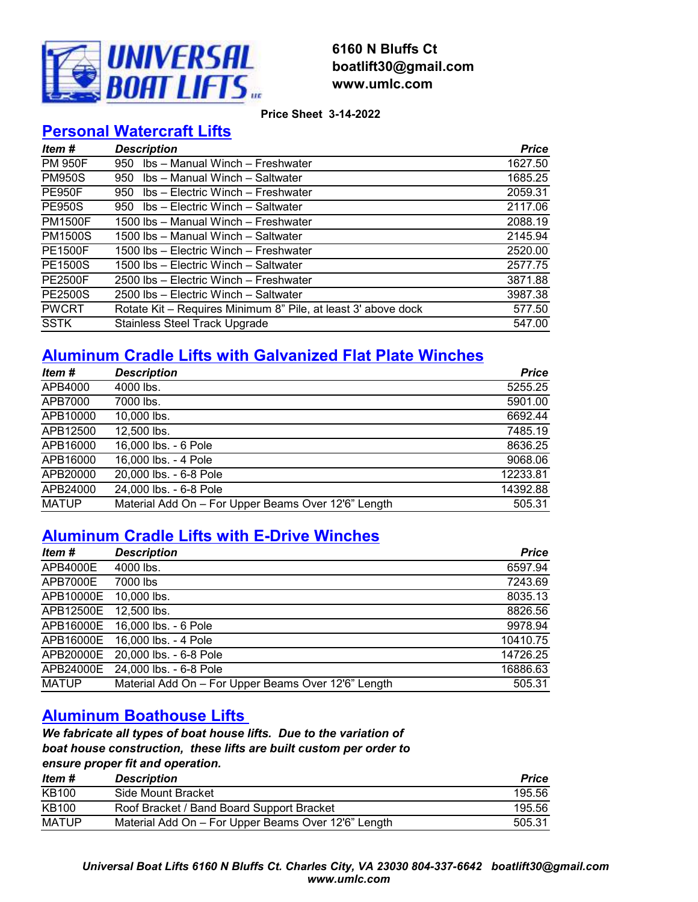# UNIVERSAL BOAT LIFTS LLC

**6160 N Bluffs Ct**
**boatlift30@gmail.com**
**www.umlc.com**

**Price Sheet 3-14-2022**

## Personal Watercraft Lifts

| *Item #* | *Description* | *Price* |
|---|---|---|
| PM 950F | 950 lbs – Manual Winch – Freshwater | 1627.50 |
| PM950S | 950 lbs – Manual Winch – Saltwater | 1685.25 |
| PE950F | 950 lbs – Electric Winch – Freshwater | 2059.31 |
| PE950S | 950 lbs – Electric Winch – Saltwater | 2117.06 |
| PM1500F | 1500 lbs – Manual Winch – Freshwater | 2088.19 |
| PM1500S | 1500 lbs – Manual Winch – Saltwater | 2145.94 |
| PE1500F | 1500 lbs – Electric Winch – Freshwater | 2520.00 |
| PE1500S | 1500 lbs – Electric Winch – Saltwater | 2577.75 |
| PE2500F | 2500 lbs – Electric Winch – Freshwater | 3871.88 |
| PE2500S | 2500 lbs – Electric Winch – Saltwater | 3987.38 |
| PWCRT | Rotate Kit – Requires Minimum 8" Pile, at least 3' above dock | 577.50 |
| SSTK | Stainless Steel Track Upgrade | 547.00 |

## Aluminum Cradle Lifts with Galvanized Flat Plate Winches

| *Item #* | *Description* | *Price* |
|---|---|---|
| APB4000 | 4000 lbs. | 5255.25 |
| APB7000 | 7000 lbs. | 5901.00 |
| APB10000 | 10,000 lbs. | 6692.44 |
| APB12500 | 12,500 lbs. | 7485.19 |
| APB16000 | 16,000 lbs. - 6 Pole | 8636.25 |
| APB16000 | 16,000 lbs. - 4 Pole | 9068.06 |
| APB20000 | 20,000 lbs. - 6-8 Pole | 12233.81 |
| APB24000 | 24,000 lbs. - 6-8 Pole | 14392.88 |
| MATUP | Material Add On – For Upper Beams Over 12'6" Length | 505.31 |

## Aluminum Cradle Lifts with E-Drive Winches

| *Item #* | *Description* | *Price* |
|---|---|---|
| APB4000E | 4000 lbs. | 6597.94 |
| APB7000E | 7000 lbs | 7243.69 |
| APB10000E | 10,000 lbs. | 8035.13 |
| APB12500E | 12,500 lbs. | 8826.56 |
| APB16000E | 16,000 lbs. - 6 Pole | 9978.94 |
| APB16000E | 16,000 lbs. - 4 Pole | 10410.75 |
| APB20000E | 20,000 lbs. - 6-8 Pole | 14726.25 |
| APB24000E | 24,000 lbs. - 6-8 Pole | 16886.63 |
| MATUP | Material Add On – For Upper Beams Over 12'6" Length | 505.31 |

## Aluminum Boathouse Lifts

***We fabricate all types of boat house lifts. Due to the variation of boat house construction, these lifts are built custom per order to ensure proper fit and operation.***

| *Item #* | *Description* | *Price* |
|---|---|---|
| KB100 | Side Mount Bracket | 195.56 |
| KB100 | Roof Bracket / Band Board Support Bracket | 195.56 |
| MATUP | Material Add On – For Upper Beams Over 12'6" Length | 505.31 |

***Universal Boat Lifts 6160 N Bluffs Ct. Charles City, VA 23030 804-337-6642 boatlift30@gmail.com www.umlc.com***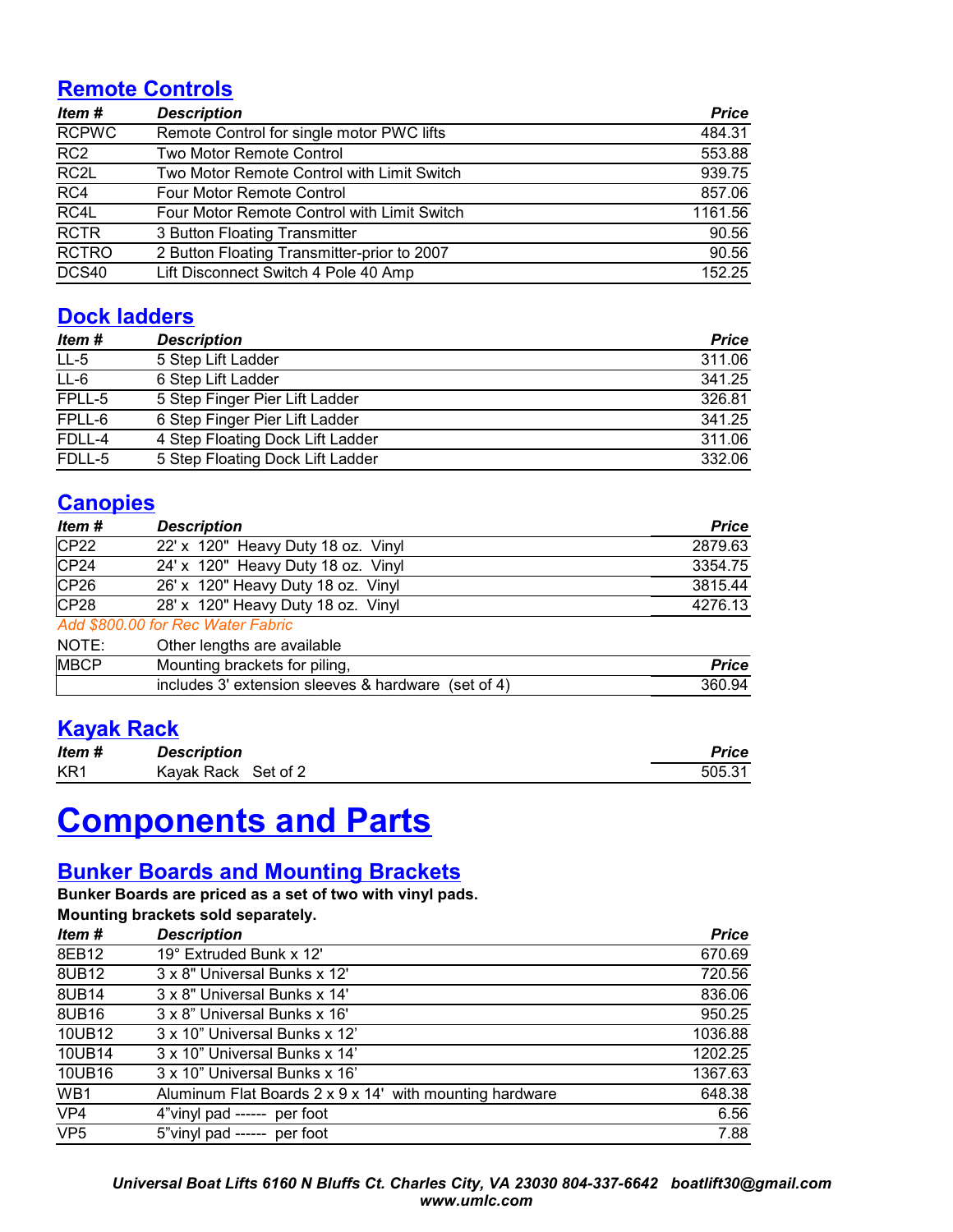## Remote Controls

| *Item #* | *Description* | *Price* |
|---|---|---|
| RCPWC | Remote Control for single motor PWC lifts | 484.31 |
| RC2 | Two Motor Remote Control | 553.88 |
| RC2L | Two Motor Remote Control with Limit Switch | 939.75 |
| RC4 | Four Motor Remote Control | 857.06 |
| RC4L | Four Motor Remote Control with Limit Switch | 1161.56 |
| RCTR | 3 Button Floating Transmitter | 90.56 |
| RCTRO | 2 Button Floating Transmitter-prior to 2007 | 90.56 |
| DCS40 | Lift Disconnect Switch 4 Pole 40 Amp | 152.25 |

## Dock ladders

| *Item #* | *Description* | *Price* |
|---|---|---|
| LL-5 | 5 Step Lift Ladder | 311.06 |
| LL-6 | 6 Step Lift Ladder | 341.25 |
| FPLL-5 | 5 Step Finger Pier Lift Ladder | 326.81 |
| FPLL-6 | 6 Step Finger Pier Lift Ladder | 341.25 |
| FDLL-4 | 4 Step Floating Dock Lift Ladder | 311.06 |
| FDLL-5 | 5 Step Floating Dock Lift Ladder | 332.06 |

## Canopies

| *Item #* | *Description* | *Price* |
|---|---|---|
| CP22 | 22' x 120" Heavy Duty 18 oz. Vinyl | 2879.63 |
| CP24 | 24' x 120" Heavy Duty 18 oz. Vinyl | 3354.75 |
| CP26 | 26' x 120" Heavy Duty 18 oz. Vinyl | 3815.44 |
| CP28 | 28' x 120" Heavy Duty 18 oz. Vinyl | 4276.13 |

*Add $800.00 for Rec Water Fabric*

| | | |
|---|---|---|
| NOTE: | Other lengths are available | |
| MBCP | Mounting brackets for piling, | *Price* |
| | includes 3' extension sleeves & hardware (set of 4) | 360.94 |

## Kayak Rack

| *Item #* | *Description* | *Price* |
|---|---|---|
| KR1 | Kayak Rack Set of 2 | 505.31 |

# Components and Parts

## Bunker Boards and Mounting Brackets

**Bunker Boards are priced as a set of two with vinyl pads.**

**Mounting brackets sold separately.**

| *Item #* | *Description* | *Price* |
|---|---|---|
| 8EB12 | 19° Extruded Bunk x 12' | 670.69 |
| 8UB12 | 3 x 8" Universal Bunks x 12' | 720.56 |
| 8UB14 | 3 x 8" Universal Bunks x 14' | 836.06 |
| 8UB16 | 3 x 8" Universal Bunks x 16' | 950.25 |
| 10UB12 | 3 x 10" Universal Bunks x 12' | 1036.88 |
| 10UB14 | 3 x 10" Universal Bunks x 14' | 1202.25 |
| 10UB16 | 3 x 10" Universal Bunks x 16' | 1367.63 |
| WB1 | Aluminum Flat Boards 2 x 9 x 14' with mounting hardware | 648.38 |
| VP4 | 4"vinyl pad ------ per foot | 6.56 |
| VP5 | 5"vinyl pad ------ per foot | 7.88 |

***Universal Boat Lifts 6160 N Bluffs Ct. Charles City, VA 23030 804-337-6642 boatlift30@gmail.com www.umlc.com***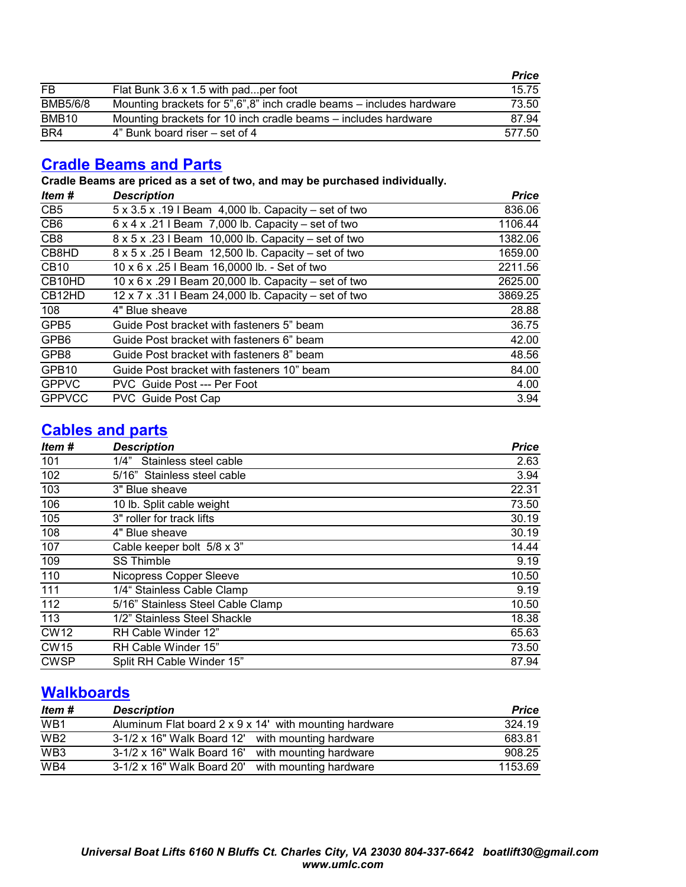| | | Price |
|---|---|---|
| FB | Flat Bunk 3.6 x 1.5 with pad...per foot | 15.75 |
| BMB5/6/8 | Mounting brackets for 5”,6”,8” inch cradle beams – includes hardware | 73.50 |
| BMB10 | Mounting brackets for 10 inch cradle beams – includes hardware | 87.94 |
| BR4 | 4” Bunk board riser – set of 4 | 577.50 |

## Cradle Beams and Parts

**Cradle Beams are priced as a set of two, and may be purchased individually.**

| Item # | Description | Price |
|---|---|---|
| CB5 | 5 x 3.5 x .19 I Beam  4,000 lb. Capacity – set of two | 836.06 |
| CB6 | 6 x 4 x .21 I Beam  7,000 lb. Capacity – set of two | 1106.44 |
| CB8 | 8 x 5 x .23 I Beam  10,000 lb. Capacity – set of two | 1382.06 |
| CB8HD | 8 x 5 x .25 I Beam  12,500 lb. Capacity – set of two | 1659.00 |
| CB10 | 10 x 6 x .25 I Beam 16,0000 lb. - Set of two | 2211.56 |
| CB10HD | 10 x 6 x .29 I Beam 20,000 lb. Capacity – set of two | 2625.00 |
| CB12HD | 12 x 7 x .31 I Beam 24,000 lb. Capacity – set of two | 3869.25 |
| 108 | 4" Blue sheave | 28.88 |
| GPB5 | Guide Post bracket with fasteners 5” beam | 36.75 |
| GPB6 | Guide Post bracket with fasteners 6” beam | 42.00 |
| GPB8 | Guide Post bracket with fasteners 8” beam | 48.56 |
| GPB10 | Guide Post bracket with fasteners 10” beam | 84.00 |
| GPPVC | PVC  Guide Post --- Per Foot | 4.00 |
| GPPVCC | PVC  Guide Post Cap | 3.94 |

## Cables and parts

| Item # | Description | Price |
|---|---|---|
| 101 | 1/4”   Stainless steel cable | 2.63 |
| 102 | 5/16”  Stainless steel cable | 3.94 |
| 103 | 3" Blue sheave | 22.31 |
| 106 | 10 lb. Split cable weight | 73.50 |
| 105 | 3" roller for track lifts | 30.19 |
| 108 | 4" Blue sheave | 30.19 |
| 107 | Cable keeper bolt  5/8 x 3” | 14.44 |
| 109 | SS Thimble | 9.19 |
| 110 | Nicopress Copper Sleeve | 10.50 |
| 111 | 1/4“ Stainless Cable Clamp | 9.19 |
| 112 | 5/16” Stainless Steel Cable Clamp | 10.50 |
| 113 | 1/2” Stainless Steel Shackle | 18.38 |
| CW12 | RH Cable Winder 12” | 65.63 |
| CW15 | RH Cable Winder 15” | 73.50 |
| CWSP | Split RH Cable Winder 15” | 87.94 |

## Walkboards

| Item # | Description | Price |
|---|---|---|
| WB1 | Aluminum Flat board 2 x 9 x 14'  with mounting hardware | 324.19 |
| WB2 | 3-1/2 x 16" Walk Board 12'   with mounting hardware | 683.81 |
| WB3 | 3-1/2 x 16" Walk Board 16'   with mounting hardware | 908.25 |
| WB4 | 3-1/2 x 16" Walk Board 20'   with mounting hardware | 1153.69 |

***Universal Boat Lifts 6160 N Bluffs Ct. Charles City, VA 23030 804-337-6642   boatlift30@gmail.com***
***www.umlc.com***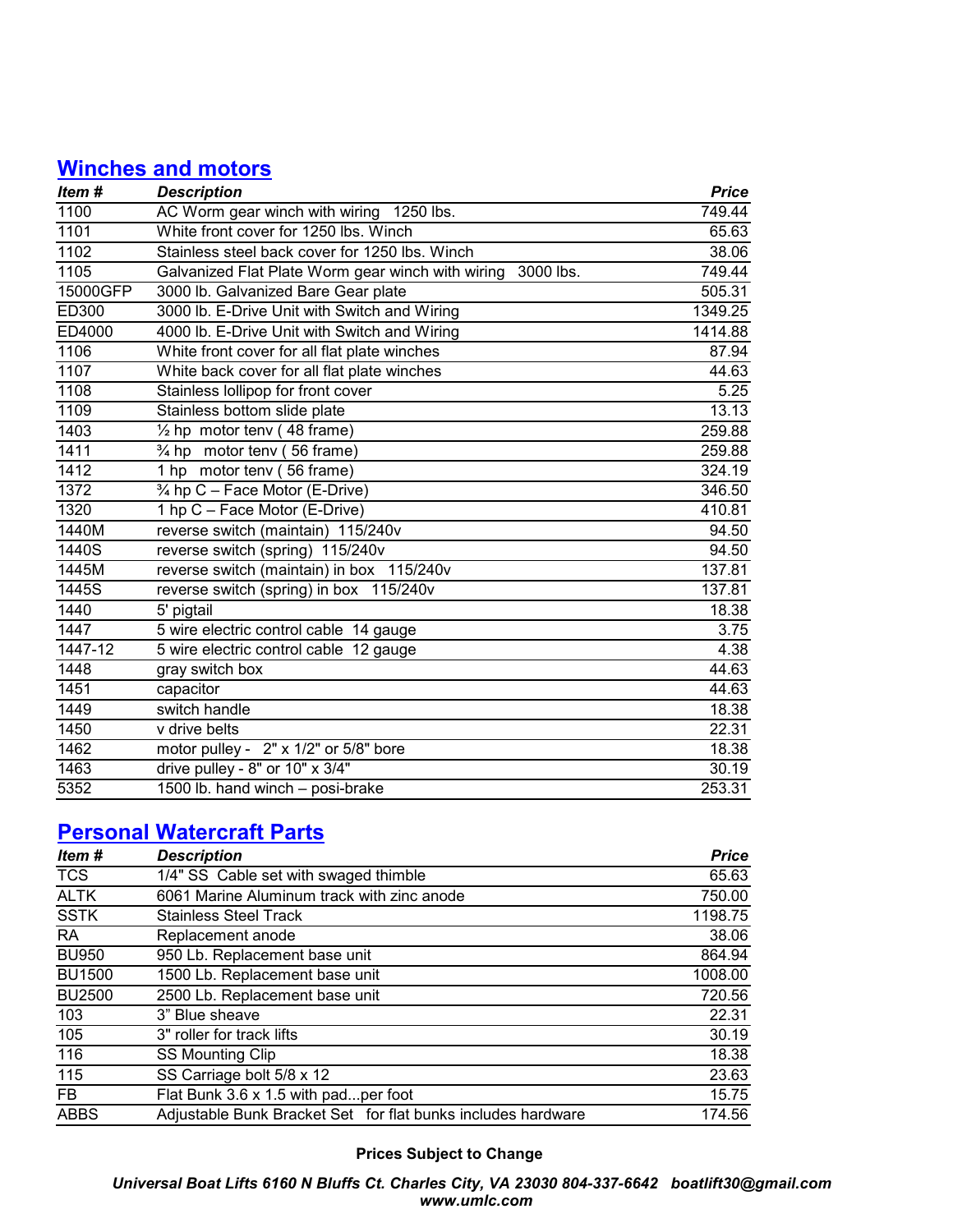## Winches and motors

| *Item #* | *Description* | *Price* |
|---|---|---|
| 1100 | AC Worm gear winch with wiring   1250 lbs. | 749.44 |
| 1101 | White front cover for 1250 lbs. Winch | 65.63 |
| 1102 | Stainless steel back cover for 1250 lbs. Winch | 38.06 |
| 1105 | Galvanized Flat Plate Worm gear winch with wiring   3000 lbs. | 749.44 |
| 15000GFP | 3000 lb. Galvanized Bare Gear plate | 505.31 |
| ED300 | 3000 lb. E-Drive Unit with Switch and Wiring | 1349.25 |
| ED4000 | 4000 lb. E-Drive Unit with Switch and Wiring | 1414.88 |
| 1106 | White front cover for all flat plate winches | 87.94 |
| 1107 | White back cover for all flat plate winches | 44.63 |
| 1108 | Stainless lollipop for front cover | 5.25 |
| 1109 | Stainless bottom slide plate | 13.13 |
| 1403 | ½ hp  motor tenv ( 48 frame) | 259.88 |
| 1411 | ¾ hp   motor tenv ( 56 frame) | 259.88 |
| 1412 | 1 hp   motor tenv ( 56 frame) | 324.19 |
| 1372 | ¾ hp C – Face Motor (E-Drive) | 346.50 |
| 1320 | 1 hp C – Face Motor (E-Drive) | 410.81 |
| 1440M | reverse switch (maintain)  115/240v | 94.50 |
| 1440S | reverse switch (spring)  115/240v | 94.50 |
| 1445M | reverse switch (maintain) in box   115/240v | 137.81 |
| 1445S | reverse switch (spring) in box   115/240v | 137.81 |
| 1440 | 5' pigtail | 18.38 |
| 1447 | 5 wire electric control cable  14 gauge | 3.75 |
| 1447-12 | 5 wire electric control cable  12 gauge | 4.38 |
| 1448 | gray switch box | 44.63 |
| 1451 | capacitor | 44.63 |
| 1449 | switch handle | 18.38 |
| 1450 | v drive belts | 22.31 |
| 1462 | motor pulley -   2" x 1/2" or 5/8" bore | 18.38 |
| 1463 | drive pulley - 8" or 10" x 3/4" | 30.19 |
| 5352 | 1500 lb. hand winch – posi-brake | 253.31 |

## Personal Watercraft Parts

| *Item #* | *Description* | *Price* |
|---|---|---|
| TCS | 1/4" SS  Cable set with swaged thimble | 65.63 |
| ALTK | 6061 Marine Aluminum track with zinc anode | 750.00 |
| SSTK | Stainless Steel Track | 1198.75 |
| RA | Replacement anode | 38.06 |
| BU950 | 950 Lb. Replacement base unit | 864.94 |
| BU1500 | 1500 Lb. Replacement base unit | 1008.00 |
| BU2500 | 2500 Lb. Replacement base unit | 720.56 |
| 103 | 3” Blue sheave | 22.31 |
| 105 | 3" roller for track lifts | 30.19 |
| 116 | SS Mounting Clip | 18.38 |
| 115 | SS Carriage bolt 5/8 x 12 | 23.63 |
| FB | Flat Bunk 3.6 x 1.5 with pad...per foot | 15.75 |
| ABBS | Adjustable Bunk Bracket Set   for flat bunks includes hardware | 174.56 |

**Prices Subject to Change**

***Universal Boat Lifts 6160 N Bluffs Ct. Charles City, VA 23030 804-337-6642   boatlift30@gmail.com***
***www.umlc.com***